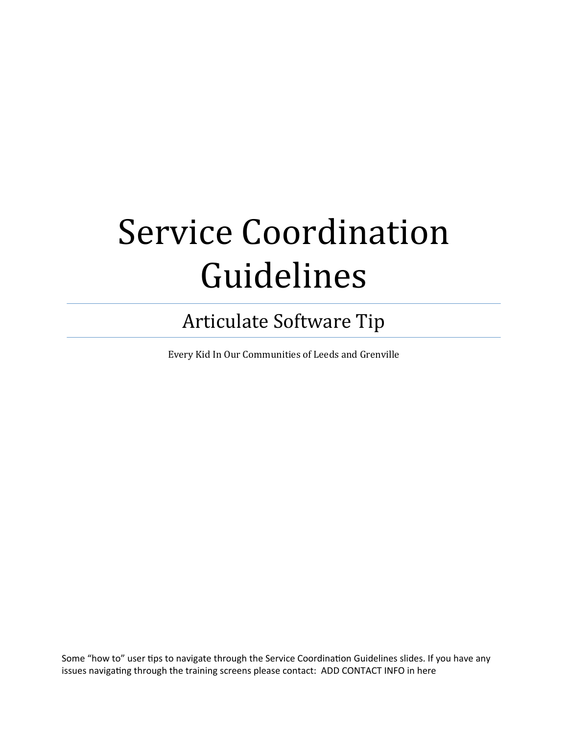# Service Coordination Guidelines

## Articulate Software Tip

Every Kid In Our Communities of Leeds and Grenville

Some "how to" user tips to navigate through the Service Coordination Guidelines slides. If you have any issues navigating through the training screens please contact: ADD CONTACT INFO in here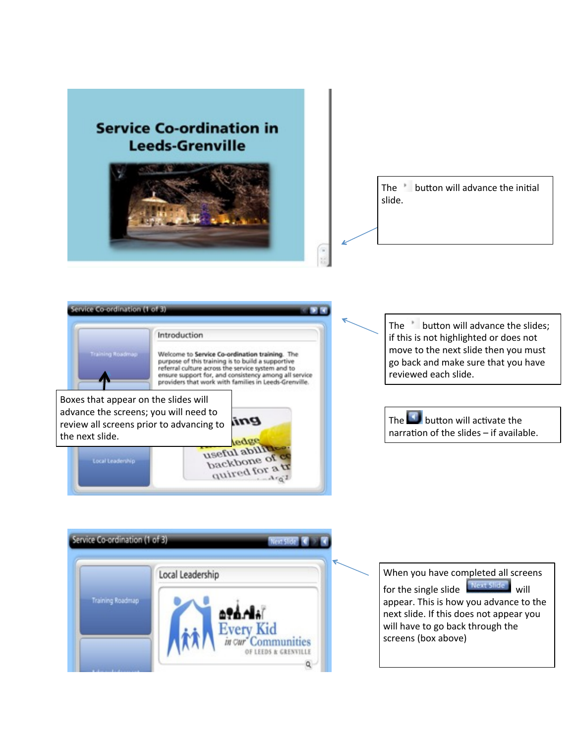The button will advance the initial slide.

The button will advance the slides; if this is not highlighted or does not move to the next slide then you must go back and make sure that you have reviewed each slide.

Boxes that appear on the slides will advance the screens; you will need to review all screens prior to advancing to the next slide.

The button will activate the narration of the slides – if available.

When you have completed all screens for the single slide Next Slide will appear. This is how you advance to the next slide. If this does not appear you will have to go back through the screens (box above)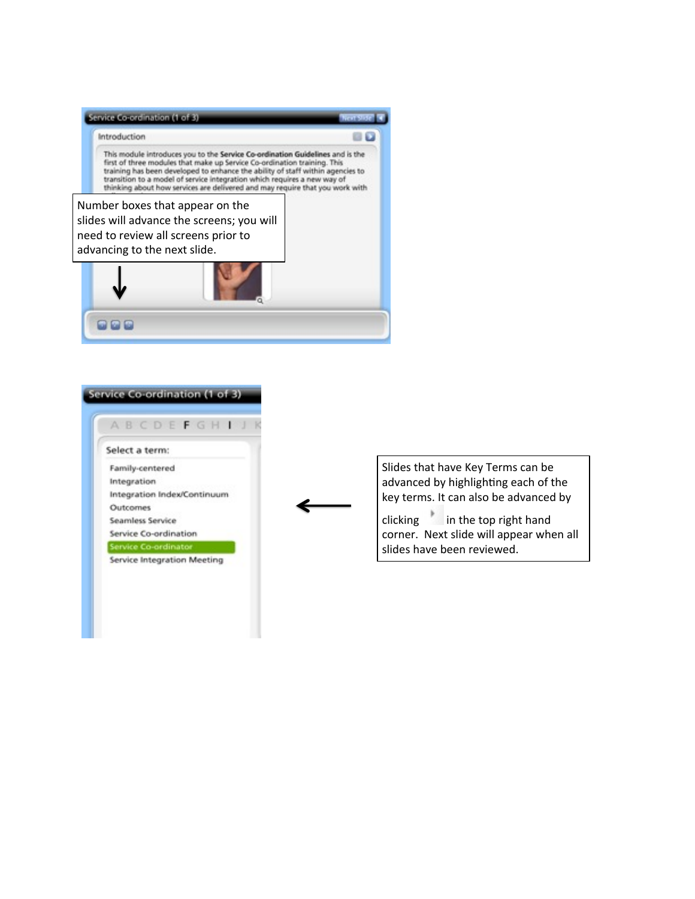Number boxes that appear on the slides will advance the screens; you will need to review all screens prior to advancing to the next slide.

Slides that have Key Terms can be advanced by highlighting each of the key terms. It can also be advanced by clicking in the top right hand corner. Next slide will appear when all slides have been reviewed.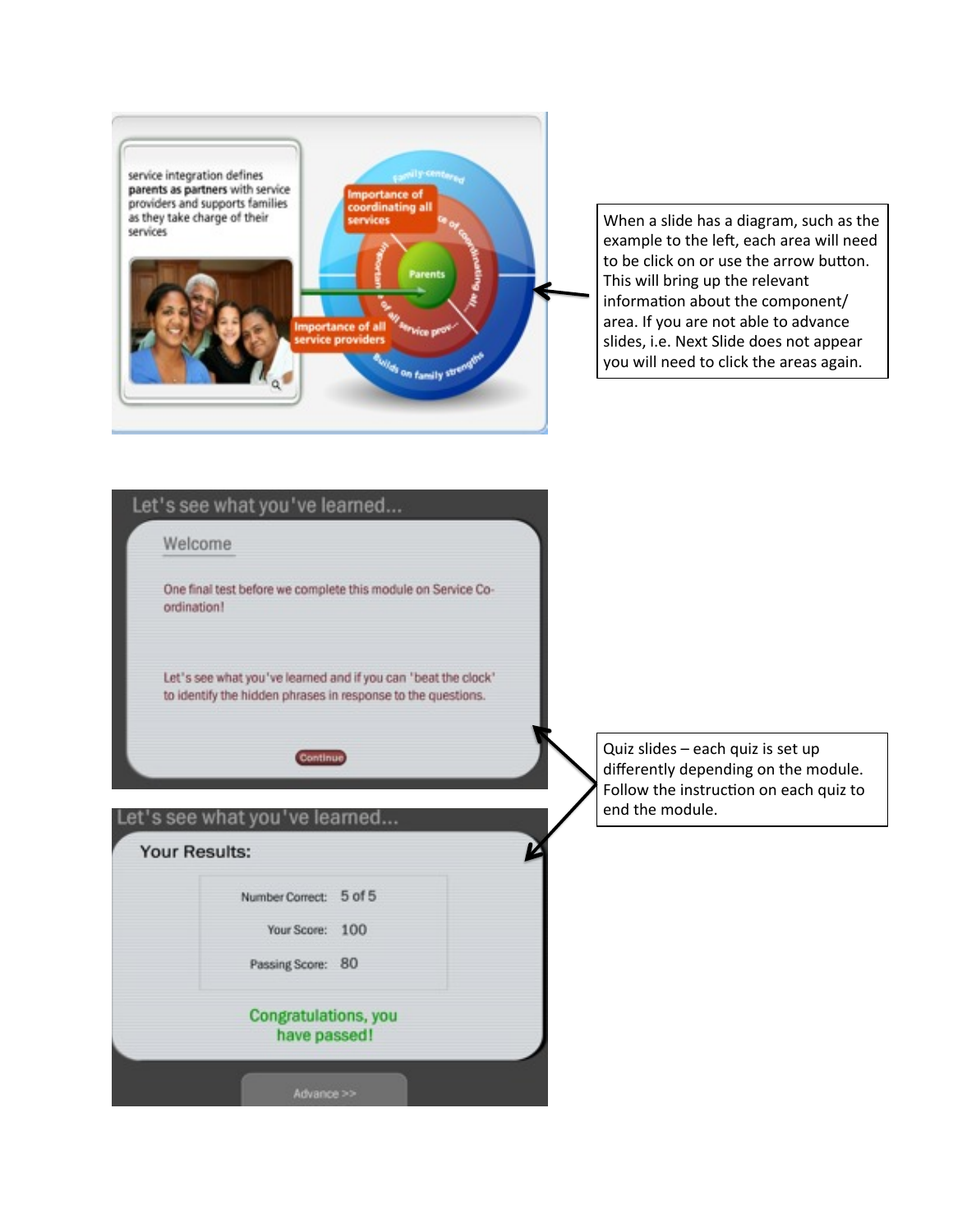When a slide has a diagram, such as the example to the left, each area will need to be click on or use the arrow button. This will bring up the relevant information about the component/ area. If you are not able to advance slides, i.e. Next Slide does not appear you will need to click the areas again.

Quiz slides – each quiz is set up differently depending on the module. Follow the instruction on each quiz to end the module.